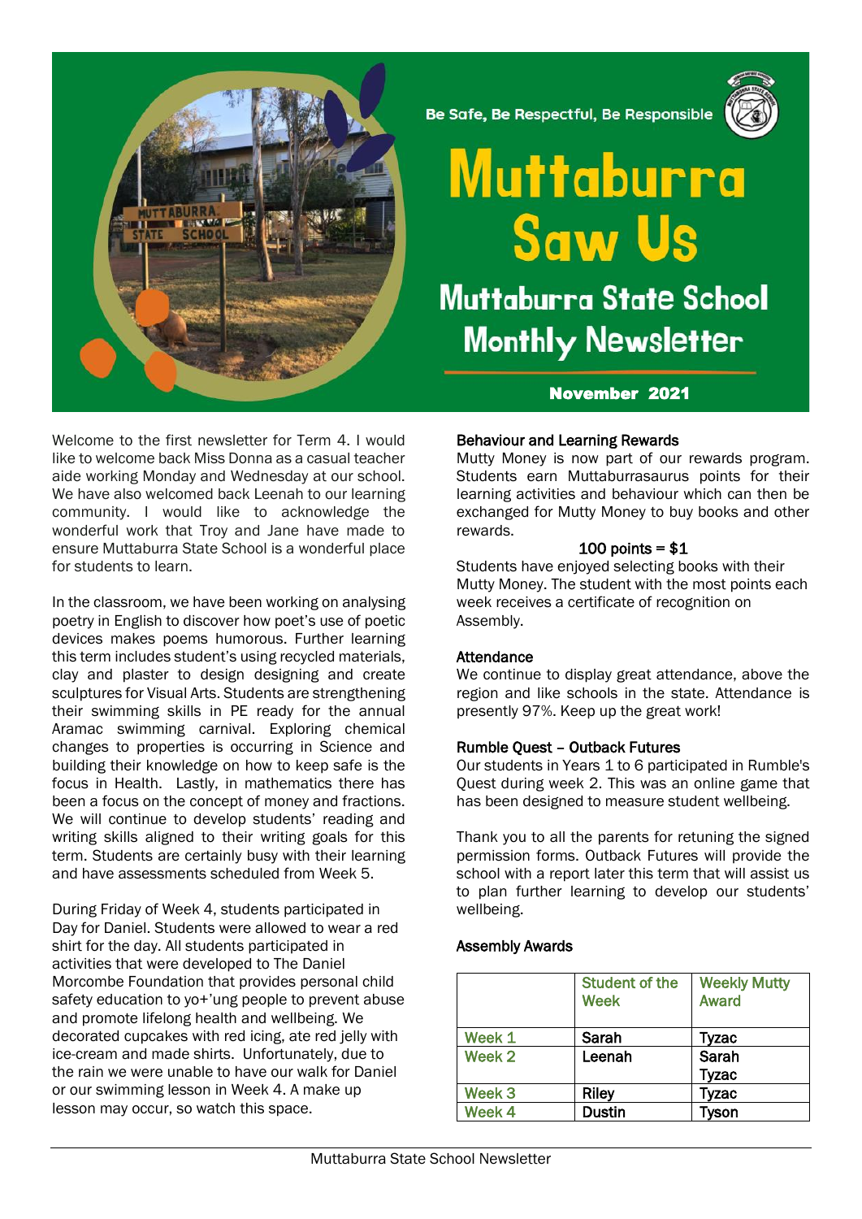Be Safe, Be Respectful, Be Responsible

# Muttaburra Saw Us

## Muttaburra State School Monthly Newsletter

**November 2021**

Welcome to the first newsletter for Term 4. I would like to welcome back Miss Donna as a casual teacher aide working Monday and Wednesday at our school. We have also welcomed back Leenah to our learning community. I would like to acknowledge the wonderful work that Troy and Jane have made to ensure Muttaburra State School is a wonderful place for students to learn.

In the classroom, we have been working on analysing poetry in English to discover how poet's use of poetic devices makes poems humorous. Further learning this term includes student's using recycled materials, clay and plaster to design designing and create sculptures for Visual Arts. Students are strengthening their swimming skills in PE ready for the annual Aramac swimming carnival. Exploring chemical changes to properties is occurring in Science and building their knowledge on how to keep safe is the focus in Health. Lastly, in mathematics there has been a focus on the concept of money and fractions. We will continue to develop students' reading and writing skills aligned to their writing goals for this term. Students are certainly busy with their learning and have assessments scheduled from Week 5.

During Friday of Week 4, students participated in Day for Daniel. Students were allowed to wear a red shirt for the day. All students participated in activities that were developed to The Daniel Morcombe Foundation that provides personal child safety education to yo+'ung people to prevent abuse and promote lifelong health and wellbeing. We decorated cupcakes with red icing, ate red jelly with ice-cream and made shirts. Unfortunately, due to the rain we were unable to have our walk for Daniel or our swimming lesson in Week 4. A make up lesson may occur, so watch this space.

### Behaviour and Learning Rewards

Mutty Money is now part of our rewards program. Students earn Muttaburrasaurus points for their learning activities and behaviour which can then be exchanged for Mutty Money to buy books and other rewards.

100 points = $1

Students have enjoyed selecting books with their Mutty Money. The student with the most points each week receives a certificate of recognition on Assembly.

### Attendance

We continue to display great attendance, above the region and like schools in the state. Attendance is presently 97%. Keep up the great work!

### Rumble Quest – Outback Futures

Our students in Years 1 to 6 participated in Rumble's Quest during week 2. This was an online game that has been designed to measure student wellbeing.

Thank you to all the parents for retuning the signed permission forms. Outback Futures will provide the school with a report later this term that will assist us to plan further learning to develop our students' wellbeing.

### Assembly Awards

| | Student of the Week | Weekly Mutty Award |
|---|---|---|
| Week 1 | Sarah | Tyzac |
| Week 2 | Leenah | Sarah<br>Tyzac |
| Week 3 | Riley | Tyzac |
| Week 4 | Dustin | Tyson |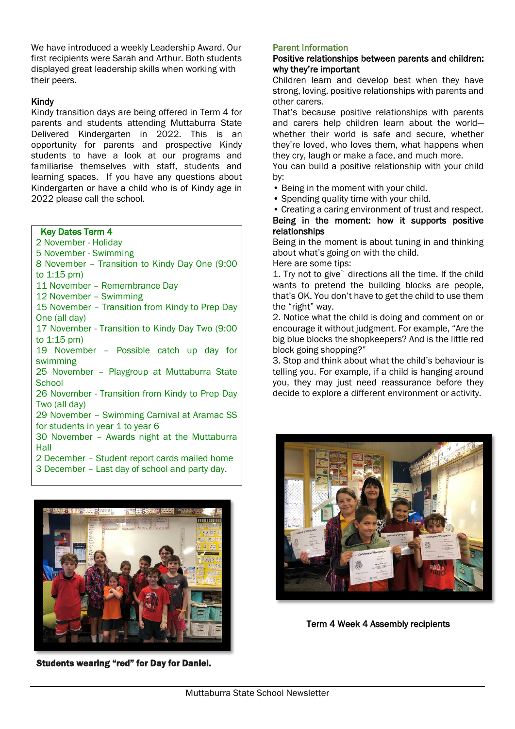We have introduced a weekly Leadership Award. Our first recipients were Sarah and Arthur. Both students displayed great leadership skills when working with their peers.

## Kindy

Kindy transition days are being offered in Term 4 for parents and students attending Muttaburra State Delivered Kindergarten in 2022. This is an opportunity for parents and prospective Kindy students to have a look at our programs and familiarise themselves with staff, students and learning spaces. If you have any questions about Kindergarten or have a child who is of Kindy age in 2022 please call the school.

### Key Dates Term 4

2 November - Holiday
5 November - Swimming
8 November – Transition to Kindy Day One (9:00 to 1:15 pm)
11 November – Remembrance Day
12 November – Swimming
15 November – Transition from Kindy to Prep Day One (all day)
17 November - Transition to Kindy Day Two (9:00 to 1:15 pm)
19 November – Possible catch up day for swimming
25 November – Playgroup at Muttaburra State School
26 November - Transition from Kindy to Prep Day Two (all day)
29 November – Swimming Carnival at Aramac SS for students in year 1 to year 6
30 November – Awards night at the Muttaburra Hall
2 December – Student report cards mailed home
3 December – Last day of school and party day.

**Students wearing "red" for Day for Daniel.**

## Parent Information

### Positive relationships between parents and children: why they're important

Children learn and develop best when they have strong, loving, positive relationships with parents and other carers.

That's because positive relationships with parents and carers help children learn about the world—whether their world is safe and secure, whether they're loved, who loves them, what happens when they cry, laugh or make a face, and much more.

You can build a positive relationship with your child by:

- Being in the moment with your child.
- Spending quality time with your child.
- Creating a caring environment of trust and respect.

### Being in the moment: how it supports positive relationships

Being in the moment is about tuning in and thinking about what's going on with the child.

Here are some tips:

1. Try not to give` directions all the time. If the child wants to pretend the building blocks are people, that's OK. You don't have to get the child to use them the "right" way.
2. Notice what the child is doing and comment on or encourage it without judgment. For example, "Are the big blue blocks the shopkeepers? And is the little red block going shopping?"
3. Stop and think about what the child's behaviour is telling you. For example, if a child is hanging around you, they may just need reassurance before they decide to explore a different environment or activity.

**Term 4 Week 4 Assembly recipients**